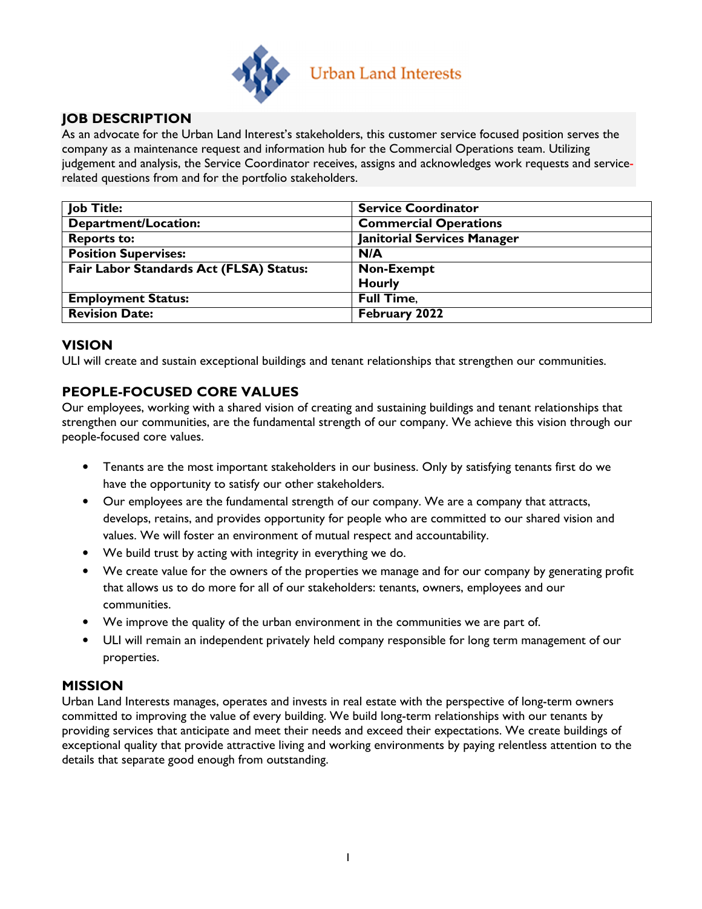Urban Land Interests

## JOB DESCRIPTION

As an advocate for the Urban Land Interest's stakeholders, this customer service focused position serves the company as a maintenance request and information hub for the Commercial Operations team. Utilizing judgement and analysis, the Service Coordinator receives, assigns and acknowledges work requests and service-related questions from and for the portfolio stakeholders.

| Job Title: | Service Coordinator |
|---|---|
| Department/Location: | Commercial Operations |
| Reports to: | Janitorial Services Manager |
| Position Supervises: | N/A |
| Fair Labor Standards Act (FLSA) Status: | Non-Exempt<br>Hourly |
| Employment Status: | Full Time, |
| Revision Date: | February 2022 |

## VISION

ULI will create and sustain exceptional buildings and tenant relationships that strengthen our communities.

## PEOPLE-FOCUSED CORE VALUES

Our employees, working with a shared vision of creating and sustaining buildings and tenant relationships that strengthen our communities, are the fundamental strength of our company. We achieve this vision through our people-focused core values.

- Tenants are the most important stakeholders in our business. Only by satisfying tenants first do we have the opportunity to satisfy our other stakeholders.
- Our employees are the fundamental strength of our company. We are a company that attracts, develops, retains, and provides opportunity for people who are committed to our shared vision and values. We will foster an environment of mutual respect and accountability.
- We build trust by acting with integrity in everything we do.
- We create value for the owners of the properties we manage and for our company by generating profit that allows us to do more for all of our stakeholders: tenants, owners, employees and our communities.
- We improve the quality of the urban environment in the communities we are part of.
- ULI will remain an independent privately held company responsible for long term management of our properties.

## MISSION

Urban Land Interests manages, operates and invests in real estate with the perspective of long-term owners committed to improving the value of every building. We build long-term relationships with our tenants by providing services that anticipate and meet their needs and exceed their expectations. We create buildings of exceptional quality that provide attractive living and working environments by paying relentless attention to the details that separate good enough from outstanding.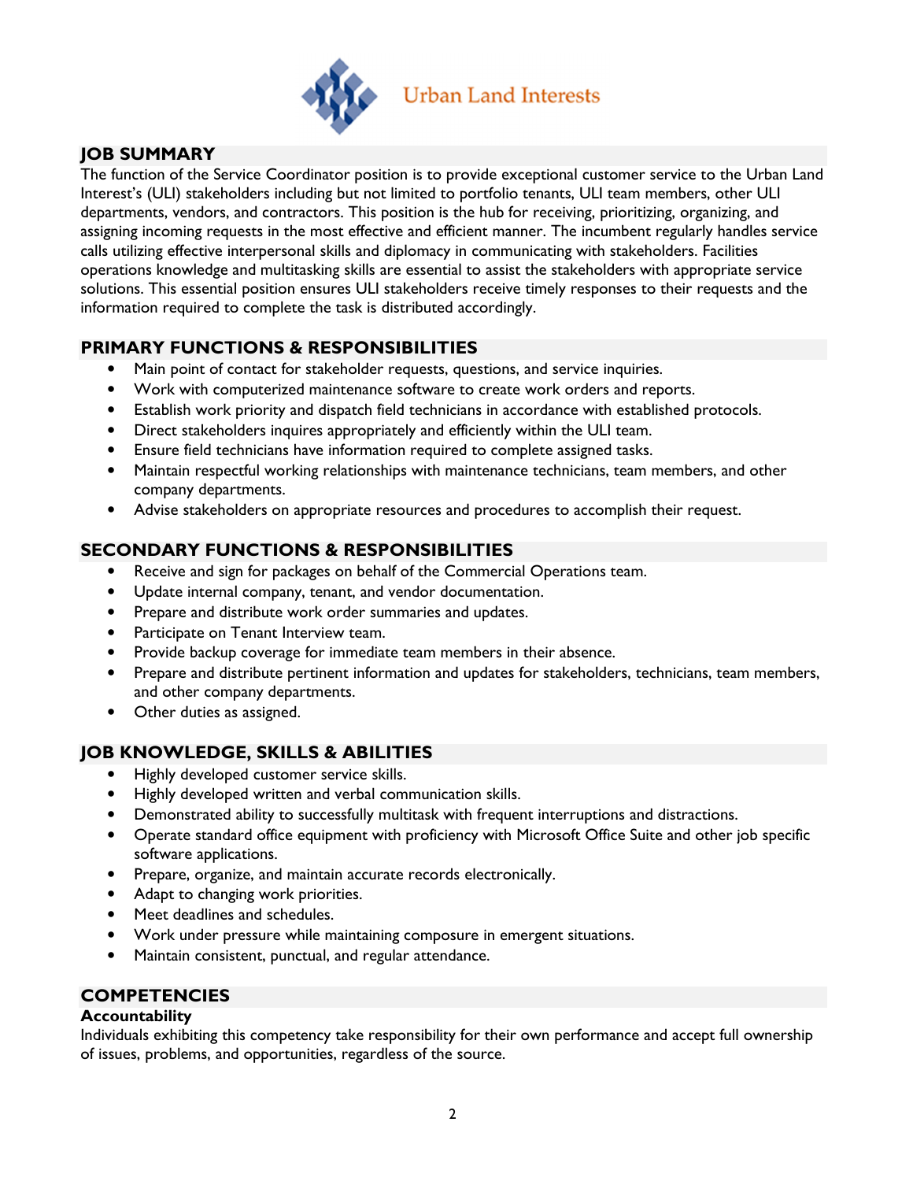Urban Land Interests

## JOB SUMMARY

The function of the Service Coordinator position is to provide exceptional customer service to the Urban Land Interest's (ULI) stakeholders including but not limited to portfolio tenants, ULI team members, other ULI departments, vendors, and contractors. This position is the hub for receiving, prioritizing, organizing, and assigning incoming requests in the most effective and efficient manner. The incumbent regularly handles service calls utilizing effective interpersonal skills and diplomacy in communicating with stakeholders. Facilities operations knowledge and multitasking skills are essential to assist the stakeholders with appropriate service solutions. This essential position ensures ULI stakeholders receive timely responses to their requests and the information required to complete the task is distributed accordingly.

## PRIMARY FUNCTIONS & RESPONSIBILITIES

- Main point of contact for stakeholder requests, questions, and service inquiries.
- Work with computerized maintenance software to create work orders and reports.
- Establish work priority and dispatch field technicians in accordance with established protocols.
- Direct stakeholders inquires appropriately and efficiently within the ULI team.
- Ensure field technicians have information required to complete assigned tasks.
- Maintain respectful working relationships with maintenance technicians, team members, and other company departments.
- Advise stakeholders on appropriate resources and procedures to accomplish their request.

## SECONDARY FUNCTIONS & RESPONSIBILITIES

- Receive and sign for packages on behalf of the Commercial Operations team.
- Update internal company, tenant, and vendor documentation.
- Prepare and distribute work order summaries and updates.
- Participate on Tenant Interview team.
- Provide backup coverage for immediate team members in their absence.
- Prepare and distribute pertinent information and updates for stakeholders, technicians, team members, and other company departments.
- Other duties as assigned.

## JOB KNOWLEDGE, SKILLS & ABILITIES

- Highly developed customer service skills.
- Highly developed written and verbal communication skills.
- Demonstrated ability to successfully multitask with frequent interruptions and distractions.
- Operate standard office equipment with proficiency with Microsoft Office Suite and other job specific software applications.
- Prepare, organize, and maintain accurate records electronically.
- Adapt to changing work priorities.
- Meet deadlines and schedules.
- Work under pressure while maintaining composure in emergent situations.
- Maintain consistent, punctual, and regular attendance.

## COMPETENCIES

### Accountability

Individuals exhibiting this competency take responsibility for their own performance and accept full ownership of issues, problems, and opportunities, regardless of the source.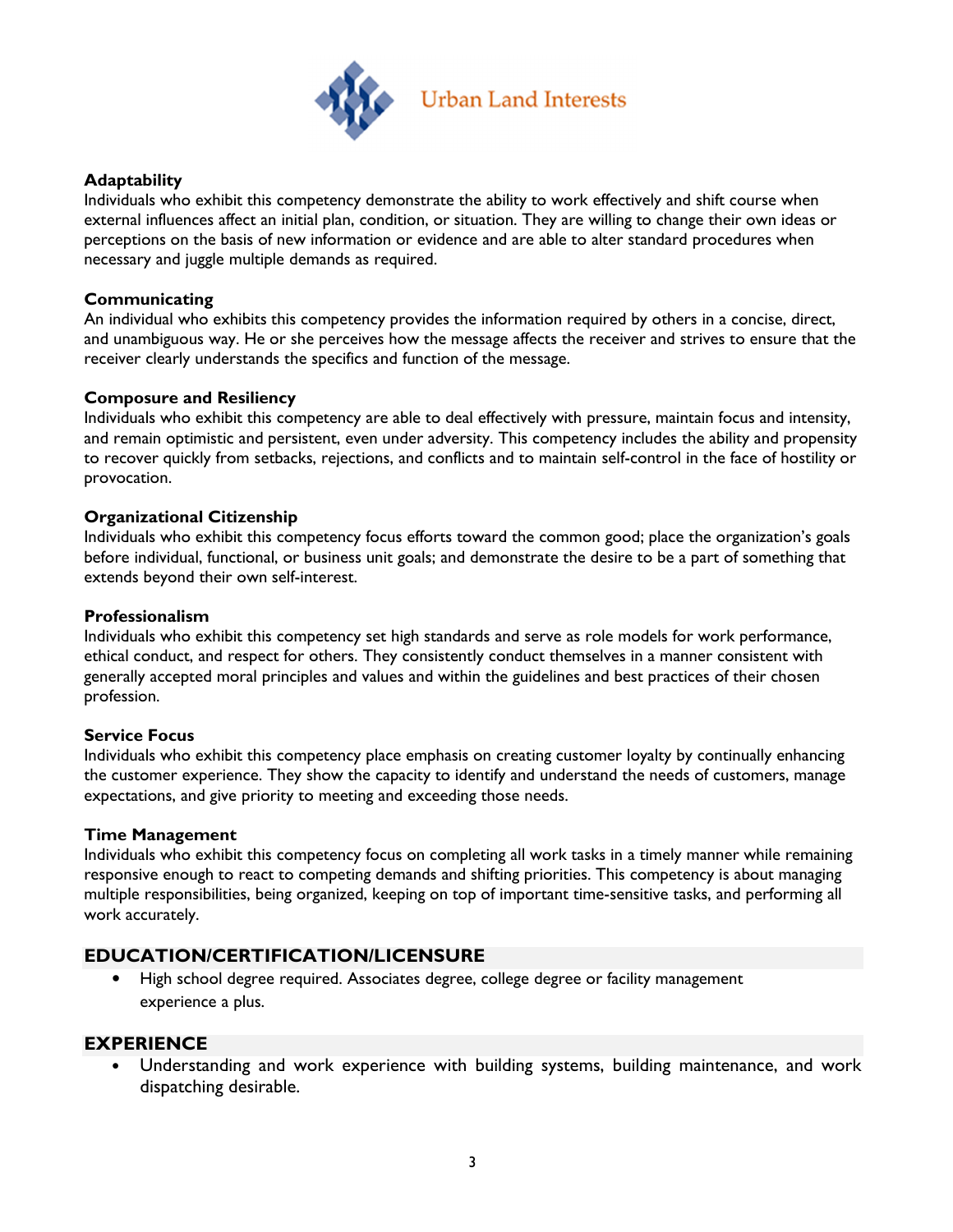**Adaptability**
Individuals who exhibit this competency demonstrate the ability to work effectively and shift course when external influences affect an initial plan, condition, or situation. They are willing to change their own ideas or perceptions on the basis of new information or evidence and are able to alter standard procedures when necessary and juggle multiple demands as required.

**Communicating**
An individual who exhibits this competency provides the information required by others in a concise, direct, and unambiguous way. He or she perceives how the message affects the receiver and strives to ensure that the receiver clearly understands the specifics and function of the message.

**Composure and Resiliency**
Individuals who exhibit this competency are able to deal effectively with pressure, maintain focus and intensity, and remain optimistic and persistent, even under adversity. This competency includes the ability and propensity to recover quickly from setbacks, rejections, and conflicts and to maintain self-control in the face of hostility or provocation.

**Organizational Citizenship**
Individuals who exhibit this competency focus efforts toward the common good; place the organization's goals before individual, functional, or business unit goals; and demonstrate the desire to be a part of something that extends beyond their own self-interest.

**Professionalism**
Individuals who exhibit this competency set high standards and serve as role models for work performance, ethical conduct, and respect for others. They consistently conduct themselves in a manner consistent with generally accepted moral principles and values and within the guidelines and best practices of their chosen profession.

**Service Focus**
Individuals who exhibit this competency place emphasis on creating customer loyalty by continually enhancing the customer experience. They show the capacity to identify and understand the needs of customers, manage expectations, and give priority to meeting and exceeding those needs.

**Time Management**
Individuals who exhibit this competency focus on completing all work tasks in a timely manner while remaining responsive enough to react to competing demands and shifting priorities. This competency is about managing multiple responsibilities, being organized, keeping on top of important time-sensitive tasks, and performing all work accurately.

## EDUCATION/CERTIFICATION/LICENSURE

- High school degree required. Associates degree, college degree or facility management experience a plus.

## EXPERIENCE

- Understanding and work experience with building systems, building maintenance, and work dispatching desirable.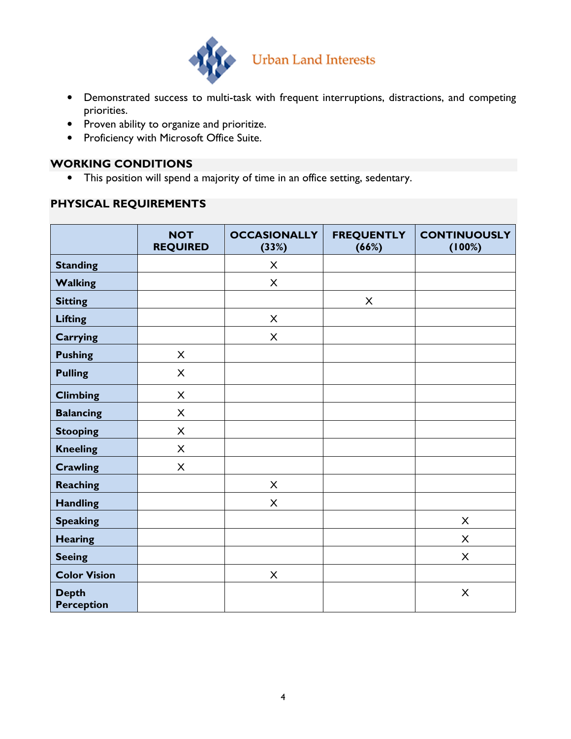- Demonstrated success to multi-task with frequent interruptions, distractions, and competing priorities.
- Proven ability to organize and prioritize.
- Proficiency with Microsoft Office Suite.

## WORKING CONDITIONS

- This position will spend a majority of time in an office setting, sedentary.

## PHYSICAL REQUIREMENTS

| | NOT REQUIRED | OCCASIONALLY (33%) | FREQUENTLY (66%) | CONTINUOUSLY (100%) |
|---|---|---|---|---|
| **Standing** | | X | | |
| **Walking** | | X | | |
| **Sitting** | | | X | |
| **Lifting** | | X | | |
| **Carrying** | | X | | |
| **Pushing** | X | | | |
| **Pulling** | X | | | |
| **Climbing** | X | | | |
| **Balancing** | X | | | |
| **Stooping** | X | | | |
| **Kneeling** | X | | | |
| **Crawling** | X | | | |
| **Reaching** | | X | | |
| **Handling** | | X | | |
| **Speaking** | | | | X |
| **Hearing** | | | | X |
| **Seeing** | | | | X |
| **Color Vision** | | X | | |
| **Depth Perception** | | | | X |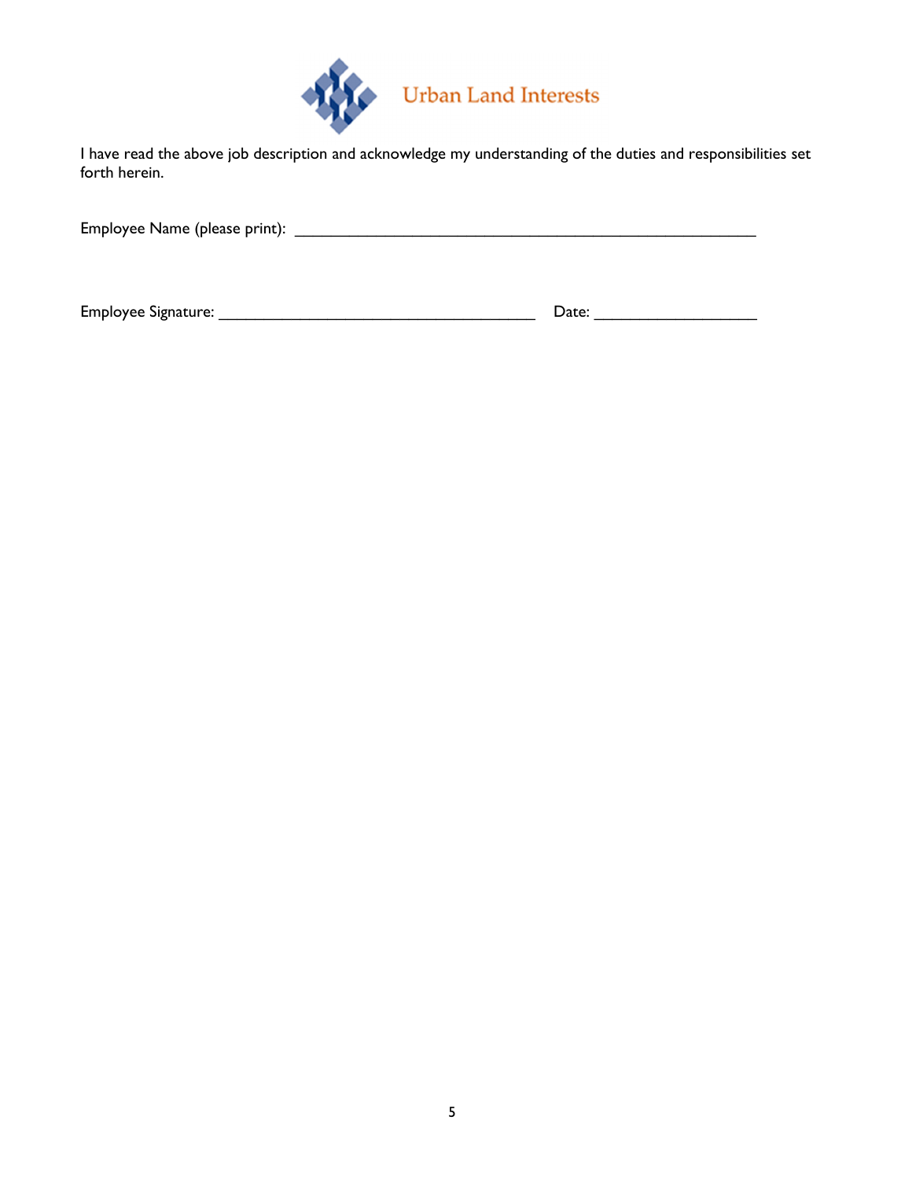Urban Land Interests

I have read the above job description and acknowledge my understanding of the duties and responsibilities set forth herein.

Employee Name (please print): _______________________________________________________

Employee Signature: ______________________________________ Date: ___________________